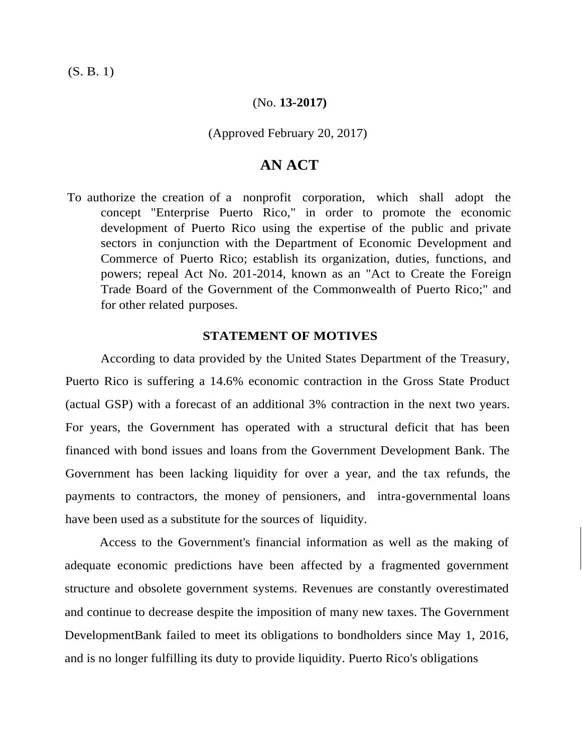(S. B. 1)

(No. **13-2017)**

(Approved February 20, 2017)

# AN ACT

To authorize the creation of a nonprofit corporation, which shall adopt the concept "Enterprise Puerto Rico," in order to promote the economic development of Puerto Rico using the expertise of the public and private sectors in conjunction with the Department of Economic Development and Commerce of Puerto Rico; establish its organization, duties, functions, and powers; repeal Act No. 201-2014, known as an "Act to Create the Foreign Trade Board of the Government of the Commonwealth of Puerto Rico;" and for other related purposes.

## STATEMENT OF MOTIVES

According to data provided by the United States Department of the Treasury, Puerto Rico is suffering a 14.6% economic contraction in the Gross State Product (actual GSP) with a forecast of an additional 3% contraction in the next two years. For years, the Government has operated with a structural deficit that has been financed with bond issues and loans from the Government Development Bank. The Government has been lacking liquidity for over a year, and the tax refunds, the payments to contractors, the money of pensioners, and intra-governmental loans have been used as a substitute for the sources of liquidity.

Access to the Government's financial information as well as the making of adequate economic predictions have been affected by a fragmented government structure and obsolete government systems. Revenues are constantly overestimated and continue to decrease despite the imposition of many new taxes. The Government DevelopmentBank failed to meet its obligations to bondholders since May 1, 2016, and is no longer fulfilling its duty to provide liquidity. Puerto Rico's obligations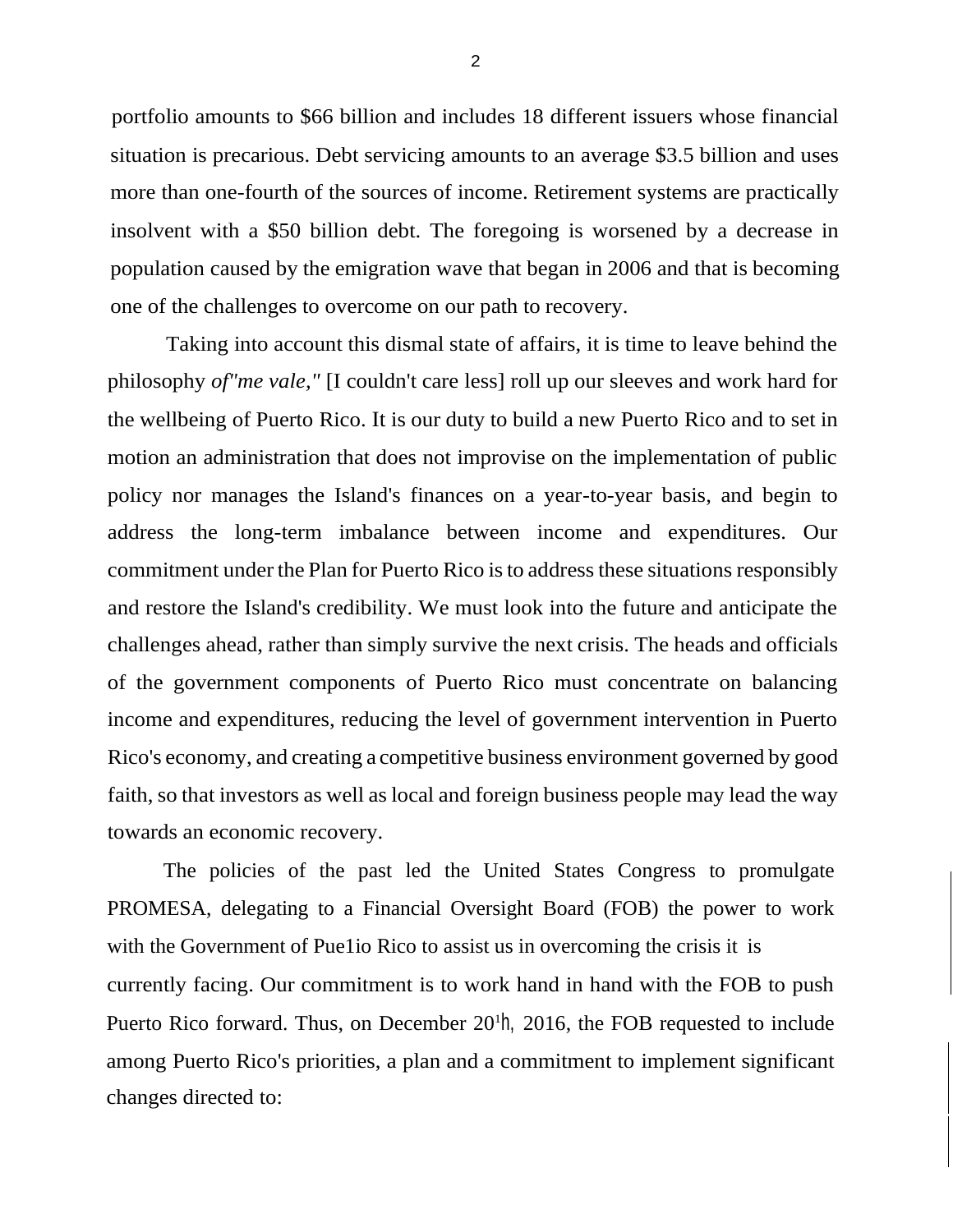portfolio amounts to $66 billion and includes 18 different issuers whose financial situation is precarious. Debt servicing amounts to an average $3.5 billion and uses more than one-fourth of the sources of income. Retirement systems are practically insolvent with a $50 billion debt. The foregoing is worsened by a decrease in population caused by the emigration wave that began in 2006 and that is becoming one of the challenges to overcome on our path to recovery.

Taking into account this dismal state of affairs, it is time to leave behind the philosophy *of"me vale,"* [I couldn't care less] roll up our sleeves and work hard for the wellbeing of Puerto Rico. It is our duty to build a new Puerto Rico and to set in motion an administration that does not improvise on the implementation of public policy nor manages the Island's finances on a year-to-year basis, and begin to address the long-term imbalance between income and expenditures. Our commitment under the Plan for Puerto Rico is to address these situations responsibly and restore the Island's credibility. We must look into the future and anticipate the challenges ahead, rather than simply survive the next crisis. The heads and officials of the government components of Puerto Rico must concentrate on balancing income and expenditures, reducing the level of government intervention in Puerto Rico's economy, and creating a competitive business environment governed by good faith, so that investors as well as local and foreign business people may lead the way towards an economic recovery.

The policies of the past led the United States Congress to promulgate PROMESA, delegating to a Financial Oversight Board (FOB) the power to work with the Government of Pue1io Rico to assist us in overcoming the crisis it is currently facing. Our commitment is to work hand in hand with the FOB to push Puerto Rico forward. Thus, on December 20[1]h, 2016, the FOB requested to include among Puerto Rico's priorities, a plan and a commitment to implement significant changes directed to: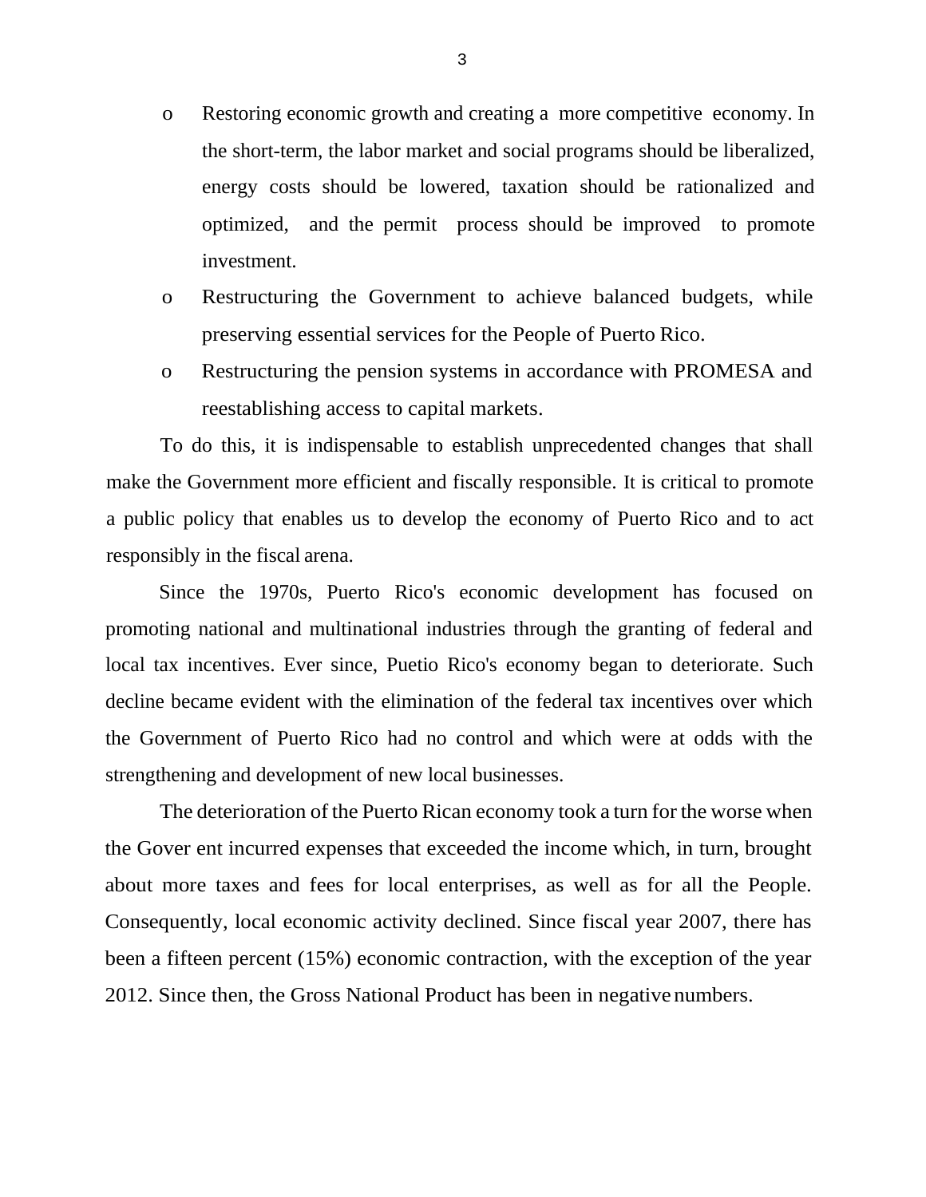- Restoring economic growth and creating a more competitive economy. In the short-term, the labor market and social programs should be liberalized, energy costs should be lowered, taxation should be rationalized and optimized, and the permit process should be improved to promote investment.
- Restructuring the Government to achieve balanced budgets, while preserving essential services for the People of Puerto Rico.
- Restructuring the pension systems in accordance with PROMESA and reestablishing access to capital markets.

To do this, it is indispensable to establish unprecedented changes that shall make the Government more efficient and fiscally responsible. It is critical to promote a public policy that enables us to develop the economy of Puerto Rico and to act responsibly in the fiscal arena.

Since the 1970s, Puerto Rico's economic development has focused on promoting national and multinational industries through the granting of federal and local tax incentives. Ever since, Puetio Rico's economy began to deteriorate. Such decline became evident with the elimination of the federal tax incentives over which the Government of Puerto Rico had no control and which were at odds with the strengthening and development of new local businesses.

The deterioration of the Puerto Rican economy took a turn for the worse when the Gover ent incurred expenses that exceeded the income which, in turn, brought about more taxes and fees for local enterprises, as well as for all the People. Consequently, local economic activity declined. Since fiscal year 2007, there has been a fifteen percent (15%) economic contraction, with the exception of the year 2012. Since then, the Gross National Product has been in negative numbers.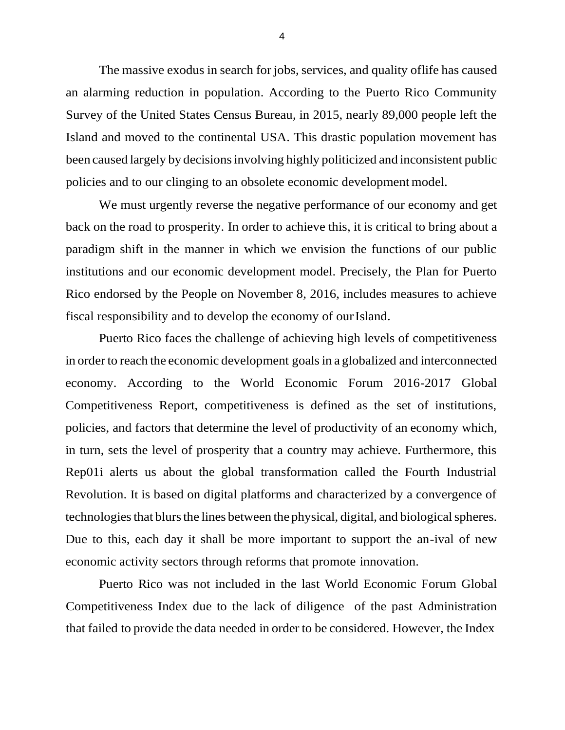The massive exodus in search for jobs, services, and quality oflife has caused an alarming reduction in population. According to the Puerto Rico Community Survey of the United States Census Bureau, in 2015, nearly 89,000 people left the Island and moved to the continental USA. This drastic population movement has been caused largely by decisions involving highly politicized and inconsistent public policies and to our clinging to an obsolete economic development model.

We must urgently reverse the negative performance of our economy and get back on the road to prosperity. In order to achieve this, it is critical to bring about a paradigm shift in the manner in which we envision the functions of our public institutions and our economic development model. Precisely, the Plan for Puerto Rico endorsed by the People on November 8, 2016, includes measures to achieve fiscal responsibility and to develop the economy of our Island.

Puerto Rico faces the challenge of achieving high levels of competitiveness in order to reach the economic development goals in a globalized and interconnected economy. According to the World Economic Forum 2016-2017 Global Competitiveness Report, competitiveness is defined as the set of institutions, policies, and factors that determine the level of productivity of an economy which, in turn, sets the level of prosperity that a country may achieve. Furthermore, this Rep01i alerts us about the global transformation called the Fourth Industrial Revolution. It is based on digital platforms and characterized by a convergence of technologies that blurs the lines between the physical, digital, and biological spheres. Due to this, each day it shall be more important to support the an-ival of new economic activity sectors through reforms that promote innovation.

Puerto Rico was not included in the last World Economic Forum Global Competitiveness Index due to the lack of diligence of the past Administration that failed to provide the data needed in order to be considered. However, the Index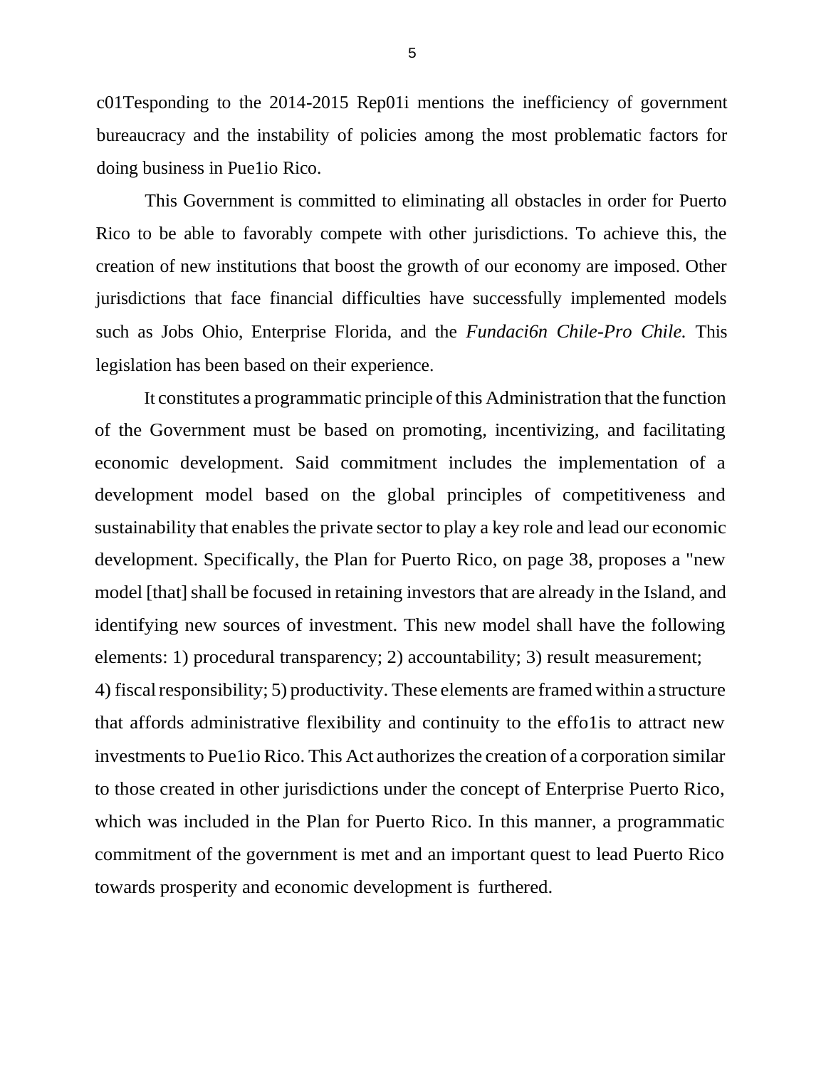c01Tesponding to the 2014-2015 Rep01i mentions the inefficiency of government bureaucracy and the instability of policies among the most problematic factors for doing business in Pue1io Rico.

This Government is committed to eliminating all obstacles in order for Puerto Rico to be able to favorably compete with other jurisdictions. To achieve this, the creation of new institutions that boost the growth of our economy are imposed. Other jurisdictions that face financial difficulties have successfully implemented models such as Jobs Ohio, Enterprise Florida, and the *Fundaci6n Chile-Pro Chile.* This legislation has been based on their experience.

It constitutes a programmatic principle of this Administration that the function of the Government must be based on promoting, incentivizing, and facilitating economic development. Said commitment includes the implementation of a development model based on the global principles of competitiveness and sustainability that enables the private sector to play a key role and lead our economic development. Specifically, the Plan for Puerto Rico, on page 38, proposes a "new model [that] shall be focused in retaining investors that are already in the Island, and identifying new sources of investment. This new model shall have the following elements: 1) procedural transparency; 2) accountability; 3) result measurement; 4) fiscal responsibility; 5) productivity. These elements are framed within a structure that affords administrative flexibility and continuity to the effo1is to attract new investments to Pue1io Rico. This Act authorizes the creation of a corporation similar to those created in other jurisdictions under the concept of Enterprise Puerto Rico, which was included in the Plan for Puerto Rico. In this manner, a programmatic commitment of the government is met and an important quest to lead Puerto Rico towards prosperity and economic development is furthered.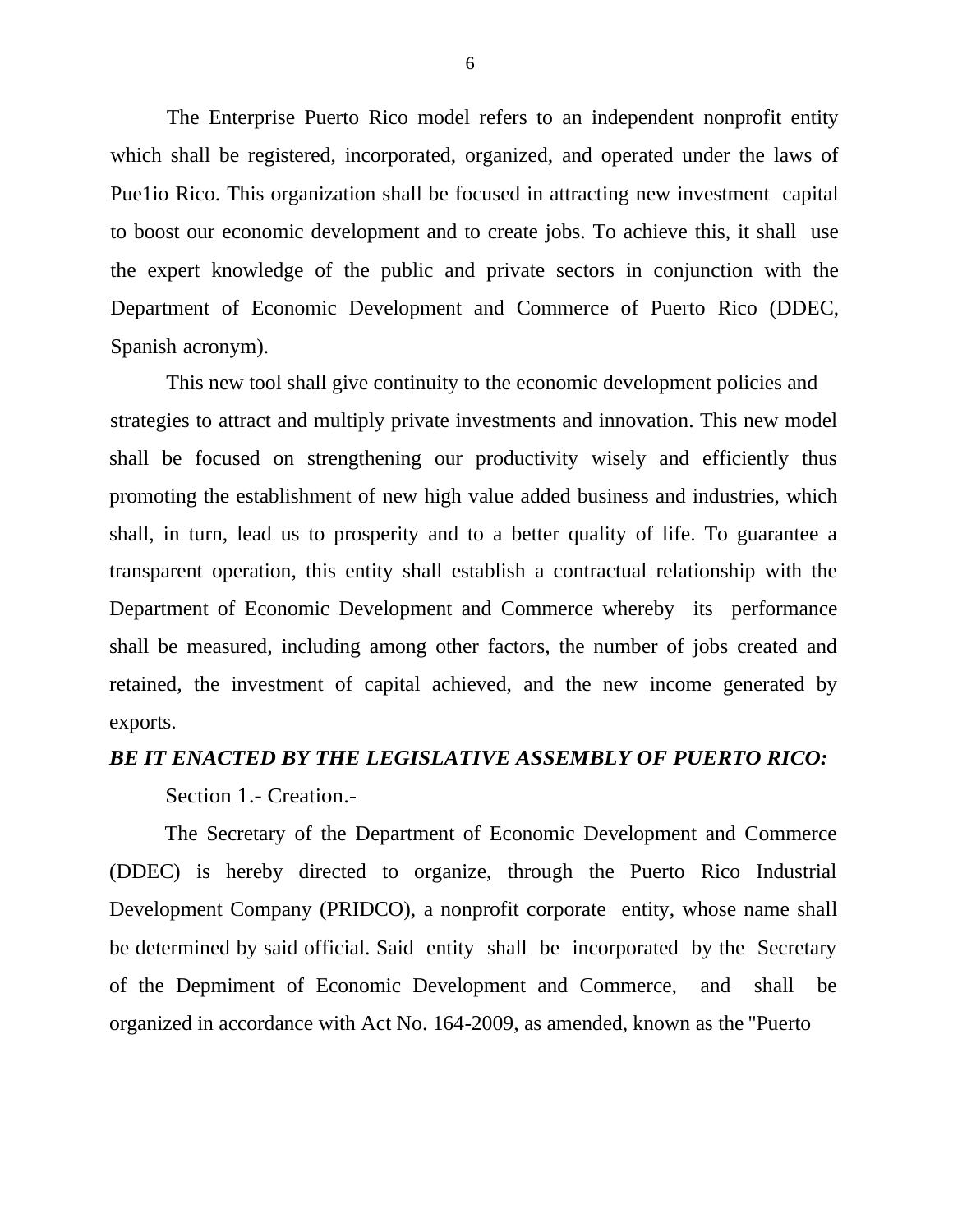The Enterprise Puerto Rico model refers to an independent nonprofit entity which shall be registered, incorporated, organized, and operated under the laws of Pue1io Rico. This organization shall be focused in attracting new investment capital to boost our economic development and to create jobs. To achieve this, it shall use the expert knowledge of the public and private sectors in conjunction with the Department of Economic Development and Commerce of Puerto Rico (DDEC, Spanish acronym).

This new tool shall give continuity to the economic development policies and strategies to attract and multiply private investments and innovation. This new model shall be focused on strengthening our productivity wisely and efficiently thus promoting the establishment of new high value added business and industries, which shall, in turn, lead us to prosperity and to a better quality of life. To guarantee a transparent operation, this entity shall establish a contractual relationship with the Department of Economic Development and Commerce whereby its performance shall be measured, including among other factors, the number of jobs created and retained, the investment of capital achieved, and the new income generated by exports.

***BE IT ENACTED BY THE LEGISLATIVE ASSEMBLY OF PUERTO RICO:***

Section 1.- Creation.-

The Secretary of the Department of Economic Development and Commerce (DDEC) is hereby directed to organize, through the Puerto Rico Industrial Development Company (PRIDCO), a nonprofit corporate entity, whose name shall be determined by said official. Said entity shall be incorporated by the Secretary of the Depmiment of Economic Development and Commerce, and shall be organized in accordance with Act No. 164-2009, as amended, known as the "Puerto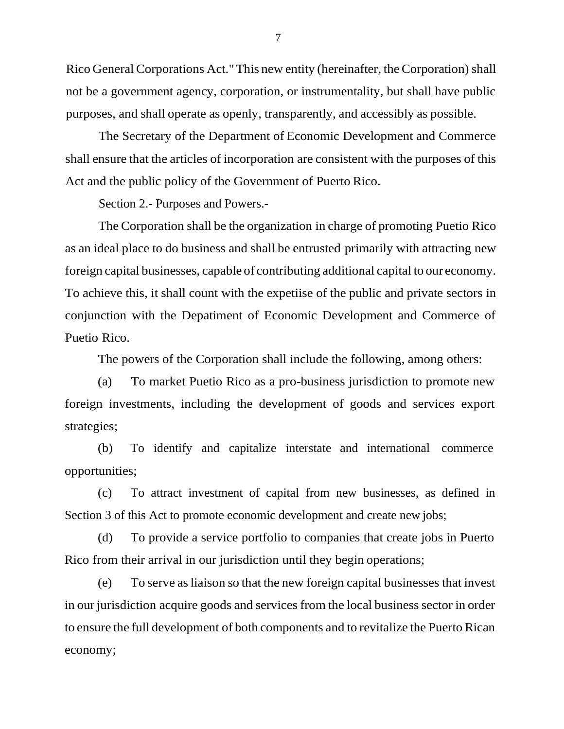Rico General Corporations Act." This new entity (hereinafter, the Corporation) shall not be a government agency, corporation, or instrumentality, but shall have public purposes, and shall operate as openly, transparently, and accessibly as possible.

The Secretary of the Department of Economic Development and Commerce shall ensure that the articles of incorporation are consistent with the purposes of this Act and the public policy of the Government of Puerto Rico.

Section 2.- Purposes and Powers.-

The Corporation shall be the organization in charge of promoting Puetio Rico as an ideal place to do business and shall be entrusted primarily with attracting new foreign capital businesses, capable of contributing additional capital to our economy. To achieve this, it shall count with the expetiise of the public and private sectors in conjunction with the Depatiment of Economic Development and Commerce of Puetio Rico.

The powers of the Corporation shall include the following, among others:

(a) To market Puetio Rico as a pro-business jurisdiction to promote new foreign investments, including the development of goods and services export strategies;

(b) To identify and capitalize interstate and international commerce opportunities;

(c) To attract investment of capital from new businesses, as defined in Section 3 of this Act to promote economic development and create new jobs;

(d) To provide a service portfolio to companies that create jobs in Puerto Rico from their arrival in our jurisdiction until they begin operations;

(e) To serve as liaison so that the new foreign capital businesses that invest in our jurisdiction acquire goods and services from the local business sector in order to ensure the full development of both components and to revitalize the Puerto Rican economy;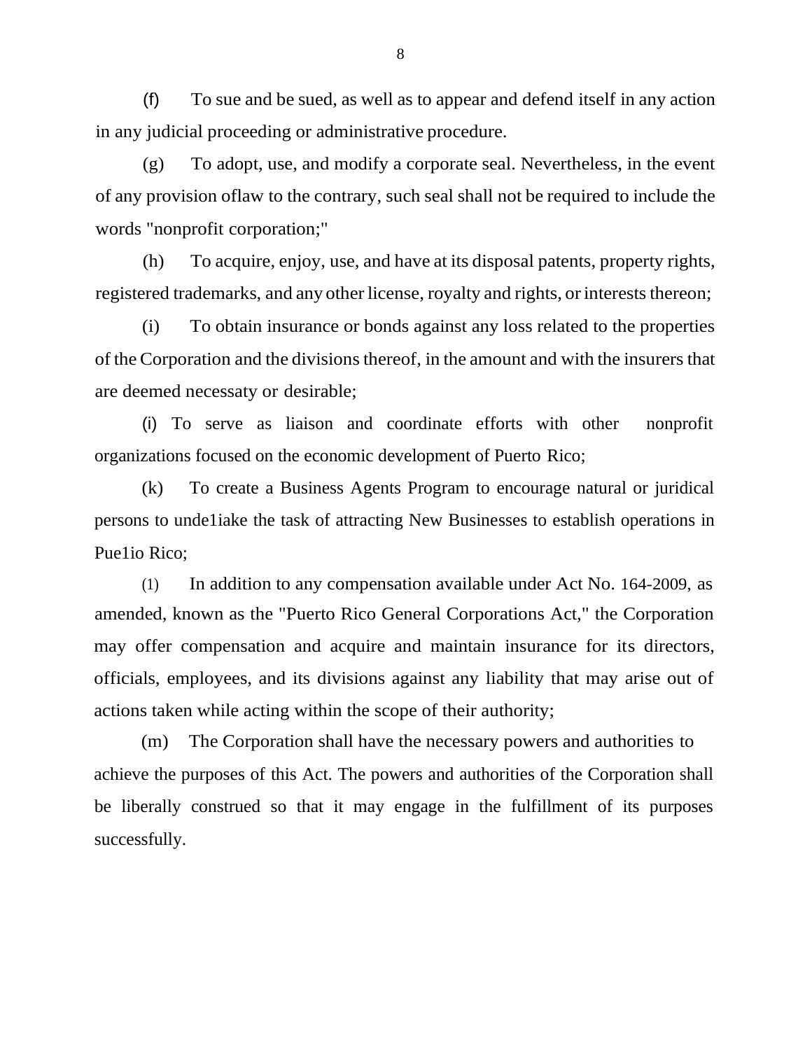(f) To sue and be sued, as well as to appear and defend itself in any action in any judicial proceeding or administrative procedure.

(g) To adopt, use, and modify a corporate seal. Nevertheless, in the event of any provision oflaw to the contrary, such seal shall not be required to include the words "nonprofit corporation;"

(h) To acquire, enjoy, use, and have at its disposal patents, property rights, registered trademarks, and any other license, royalty and rights, or interests thereon;

(i) To obtain insurance or bonds against any loss related to the properties of the Corporation and the divisions thereof, in the amount and with the insurers that are deemed necessaty or desirable;

(i) To serve as liaison and coordinate efforts with other nonprofit organizations focused on the economic development of Puerto Rico;

(k) To create a Business Agents Program to encourage natural or juridical persons to unde1iake the task of attracting New Businesses to establish operations in Pue1io Rico;

(1) In addition to any compensation available under Act No. 164-2009, as amended, known as the "Puerto Rico General Corporations Act," the Corporation may offer compensation and acquire and maintain insurance for its directors, officials, employees, and its divisions against any liability that may arise out of actions taken while acting within the scope of their authority;

(m) The Corporation shall have the necessary powers and authorities to achieve the purposes of this Act. The powers and authorities of the Corporation shall be liberally construed so that it may engage in the fulfillment of its purposes successfully.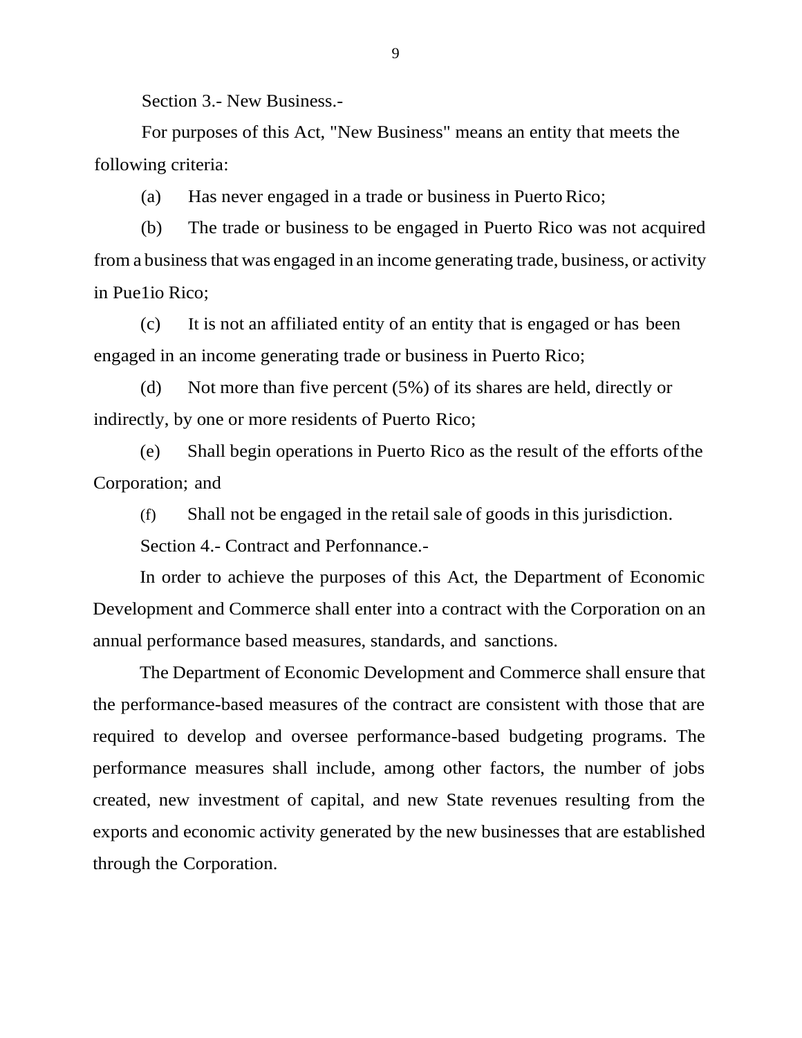Section 3.- New Business.-

For purposes of this Act, "New Business" means an entity that meets the following criteria:

(a) Has never engaged in a trade or business in Puerto Rico;

(b) The trade or business to be engaged in Puerto Rico was not acquired from a business that was engaged in an income generating trade, business, or activity in Pue1io Rico;

(c) It is not an affiliated entity of an entity that is engaged or has been engaged in an income generating trade or business in Puerto Rico;

(d) Not more than five percent (5%) of its shares are held, directly or indirectly, by one or more residents of Puerto Rico;

(e) Shall begin operations in Puerto Rico as the result of the efforts of the Corporation; and

(f) Shall not be engaged in the retail sale of goods in this jurisdiction.

Section 4.- Contract and Perfonnance.-

In order to achieve the purposes of this Act, the Department of Economic Development and Commerce shall enter into a contract with the Corporation on an annual performance based measures, standards, and sanctions.

The Department of Economic Development and Commerce shall ensure that the performance-based measures of the contract are consistent with those that are required to develop and oversee performance-based budgeting programs. The performance measures shall include, among other factors, the number of jobs created, new investment of capital, and new State revenues resulting from the exports and economic activity generated by the new businesses that are established through the Corporation.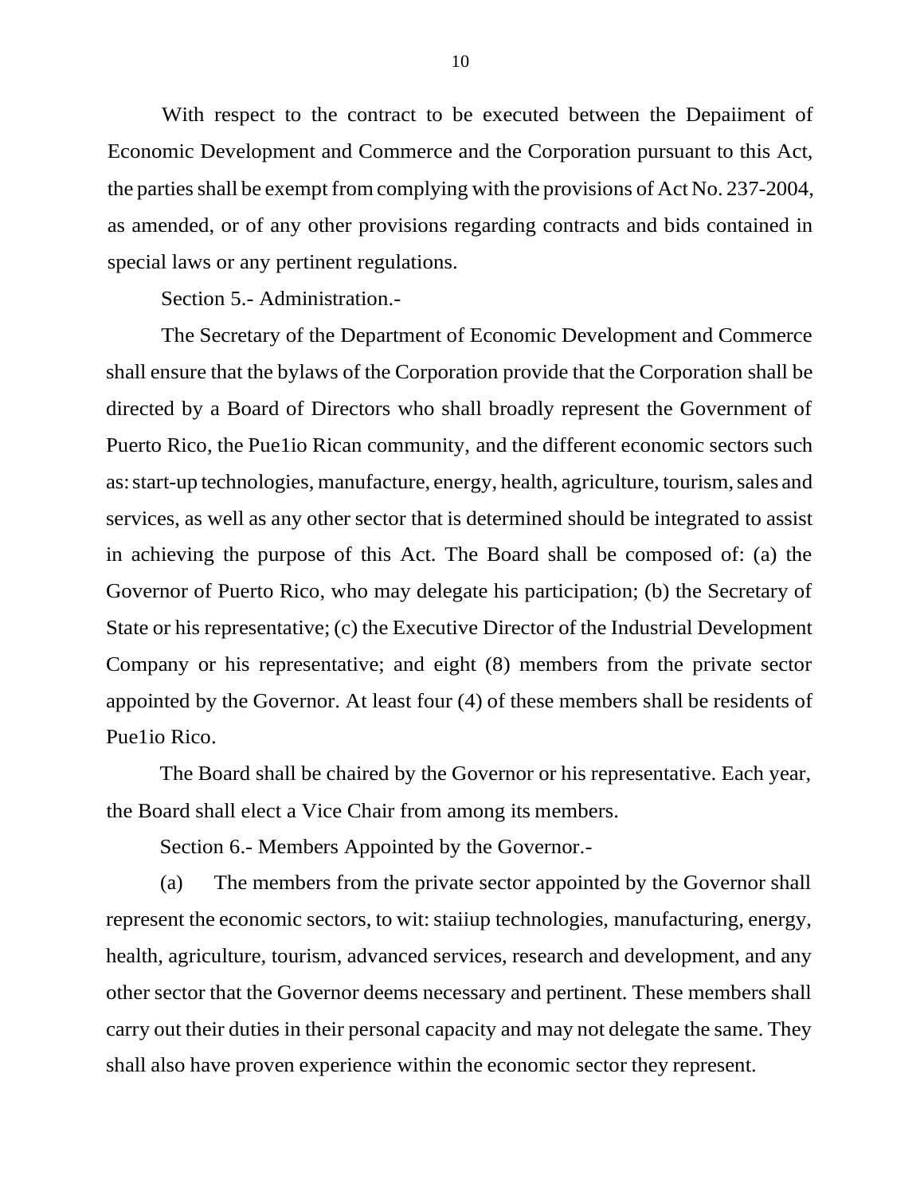With respect to the contract to be executed between the Depaiiment of Economic Development and Commerce and the Corporation pursuant to this Act, the parties shall be exempt from complying with the provisions of Act No. 237-2004, as amended, or of any other provisions regarding contracts and bids contained in special laws or any pertinent regulations.

Section 5.- Administration.-

The Secretary of the Department of Economic Development and Commerce shall ensure that the bylaws of the Corporation provide that the Corporation shall be directed by a Board of Directors who shall broadly represent the Government of Puerto Rico, the Pue1io Rican community, and the different economic sectors such as: start-up technologies, manufacture, energy, health, agriculture, tourism, sales and services, as well as any other sector that is determined should be integrated to assist in achieving the purpose of this Act. The Board shall be composed of: (a) the Governor of Puerto Rico, who may delegate his participation; (b) the Secretary of State or his representative; (c) the Executive Director of the Industrial Development Company or his representative; and eight (8) members from the private sector appointed by the Governor. At least four (4) of these members shall be residents of Pue1io Rico.

The Board shall be chaired by the Governor or his representative. Each year, the Board shall elect a Vice Chair from among its members.

Section 6.- Members Appointed by the Governor.-

(a) The members from the private sector appointed by the Governor shall represent the economic sectors, to wit: staiiup technologies, manufacturing, energy, health, agriculture, tourism, advanced services, research and development, and any other sector that the Governor deems necessary and pertinent. These members shall carry out their duties in their personal capacity and may not delegate the same. They shall also have proven experience within the economic sector they represent.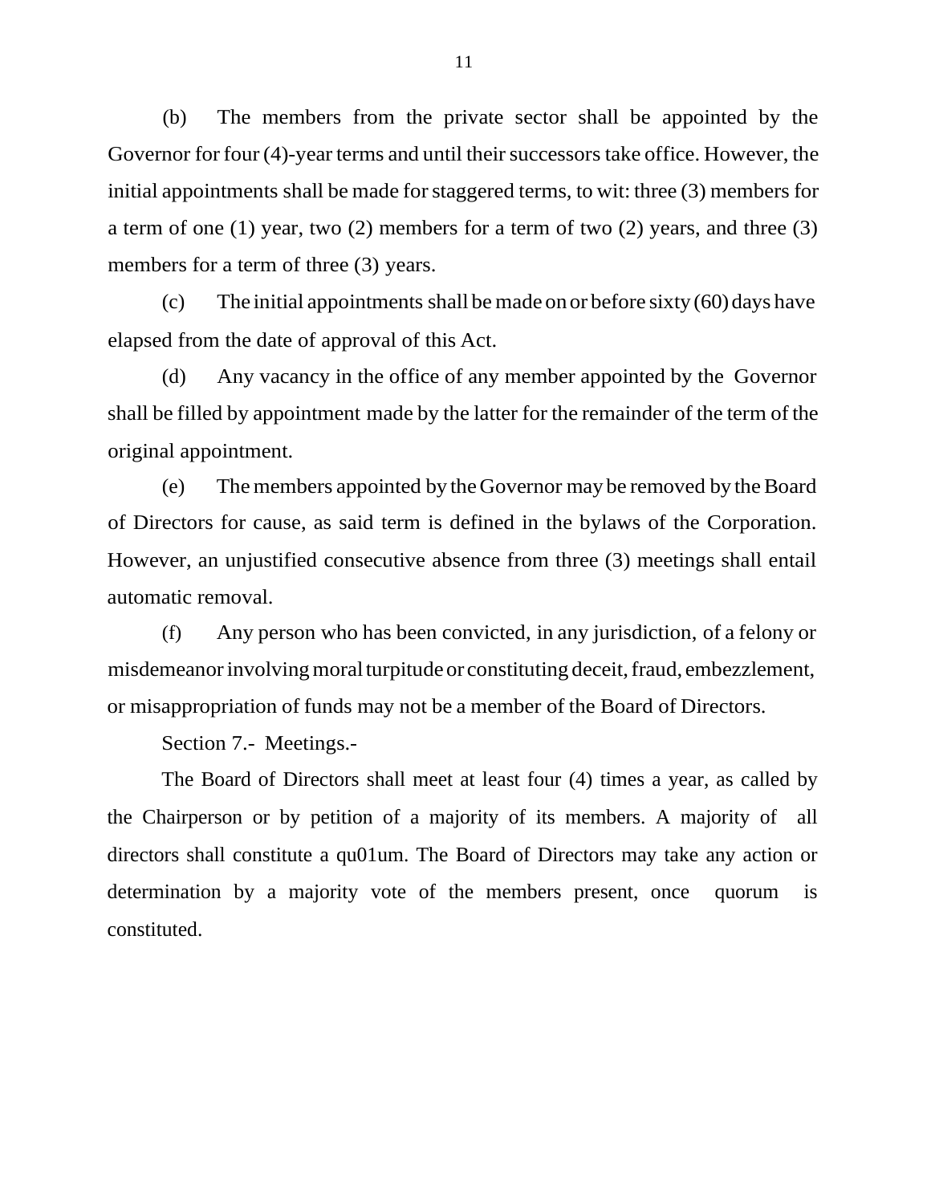(b) The members from the private sector shall be appointed by the Governor for four (4)-year terms and until their successors take office. However, the initial appointments shall be made for staggered terms, to wit: three (3) members for a term of one (1) year, two (2) members for a term of two (2) years, and three (3) members for a term of three (3) years.

(c) The initial appointments shall be made on or before sixty (60) days have elapsed from the date of approval of this Act.

(d) Any vacancy in the office of any member appointed by the Governor shall be filled by appointment made by the latter for the remainder of the term of the original appointment.

(e) The members appointed by the Governor may be removed by the Board of Directors for cause, as said term is defined in the bylaws of the Corporation. However, an unjustified consecutive absence from three (3) meetings shall entail automatic removal.

(f) Any person who has been convicted, in any jurisdiction, of a felony or misdemeanor involving moral turpitude or constituting deceit, fraud, embezzlement, or misappropriation of funds may not be a member of the Board of Directors.

Section 7.- Meetings.-

The Board of Directors shall meet at least four (4) times a year, as called by the Chairperson or by petition of a majority of its members. A majority of all directors shall constitute a qu01um. The Board of Directors may take any action or determination by a majority vote of the members present, once quorum is constituted.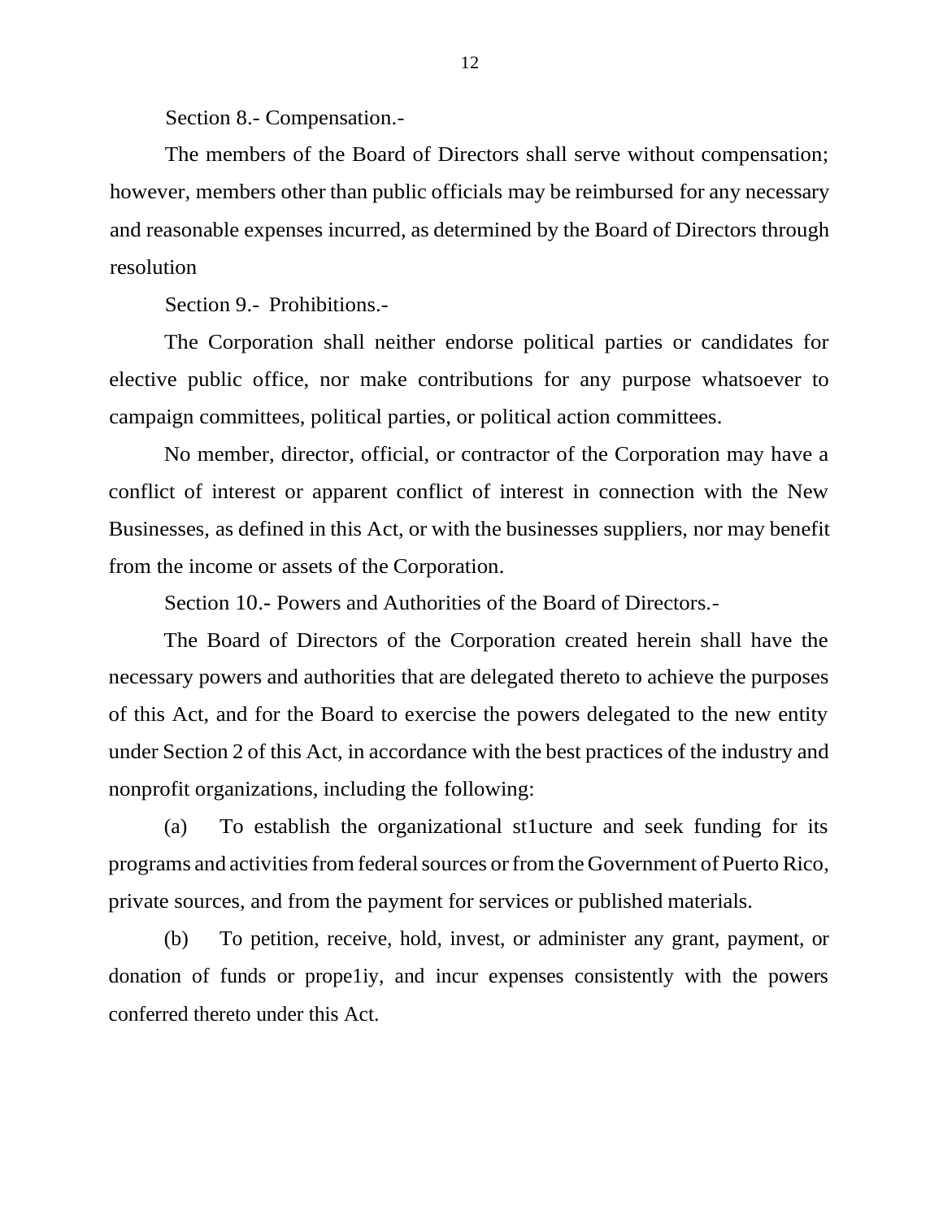Section 8.- Compensation.-

The members of the Board of Directors shall serve without compensation; however, members other than public officials may be reimbursed for any necessary and reasonable expenses incurred, as determined by the Board of Directors through resolution

Section 9.- Prohibitions.-

The Corporation shall neither endorse political parties or candidates for elective public office, nor make contributions for any purpose whatsoever to campaign committees, political parties, or political action committees.

No member, director, official, or contractor of the Corporation may have a conflict of interest or apparent conflict of interest in connection with the New Businesses, as defined in this Act, or with the businesses suppliers, nor may benefit from the income or assets of the Corporation.

Section 10.- Powers and Authorities of the Board of Directors.-

The Board of Directors of the Corporation created herein shall have the necessary powers and authorities that are delegated thereto to achieve the purposes of this Act, and for the Board to exercise the powers delegated to the new entity under Section 2 of this Act, in accordance with the best practices of the industry and nonprofit organizations, including the following:

(a) To establish the organizational st1ucture and seek funding for its programs and activities from federal sources or from the Government of Puerto Rico, private sources, and from the payment for services or published materials.

(b) To petition, receive, hold, invest, or administer any grant, payment, or donation of funds or prope1iy, and incur expenses consistently with the powers conferred thereto under this Act.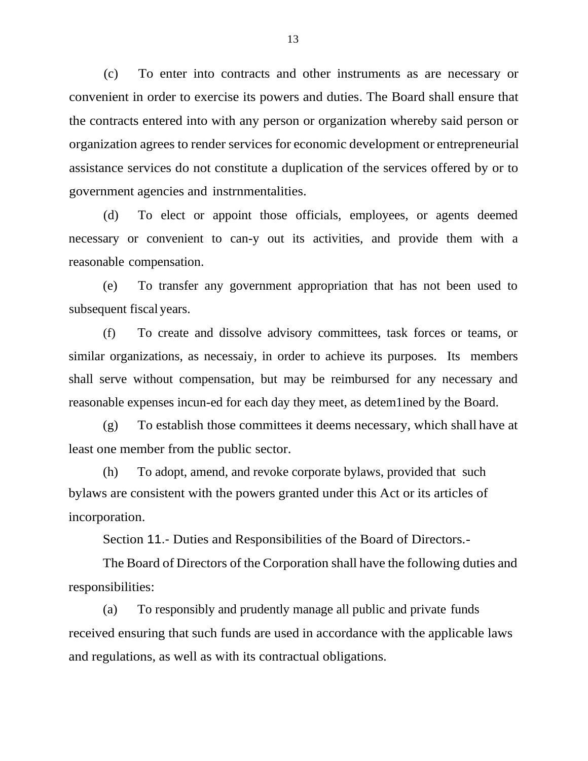(c) To enter into contracts and other instruments as are necessary or convenient in order to exercise its powers and duties. The Board shall ensure that the contracts entered into with any person or organization whereby said person or organization agrees to render services for economic development or entrepreneurial assistance services do not constitute a duplication of the services offered by or to government agencies and instrnmentalities.

(d) To elect or appoint those officials, employees, or agents deemed necessary or convenient to can-y out its activities, and provide them with a reasonable compensation.

(e) To transfer any government appropriation that has not been used to subsequent fiscal years.

(f) To create and dissolve advisory committees, task forces or teams, or similar organizations, as necessaiy, in order to achieve its purposes. Its members shall serve without compensation, but may be reimbursed for any necessary and reasonable expenses incun-ed for each day they meet, as detem1ined by the Board.

(g) To establish those committees it deems necessary, which shall have at least one member from the public sector.

(h) To adopt, amend, and revoke corporate bylaws, provided that such bylaws are consistent with the powers granted under this Act or its articles of incorporation.

Section 11.- Duties and Responsibilities of the Board of Directors.-

The Board of Directors of the Corporation shall have the following duties and responsibilities:

(a) To responsibly and prudently manage all public and private funds received ensuring that such funds are used in accordance with the applicable laws and regulations, as well as with its contractual obligations.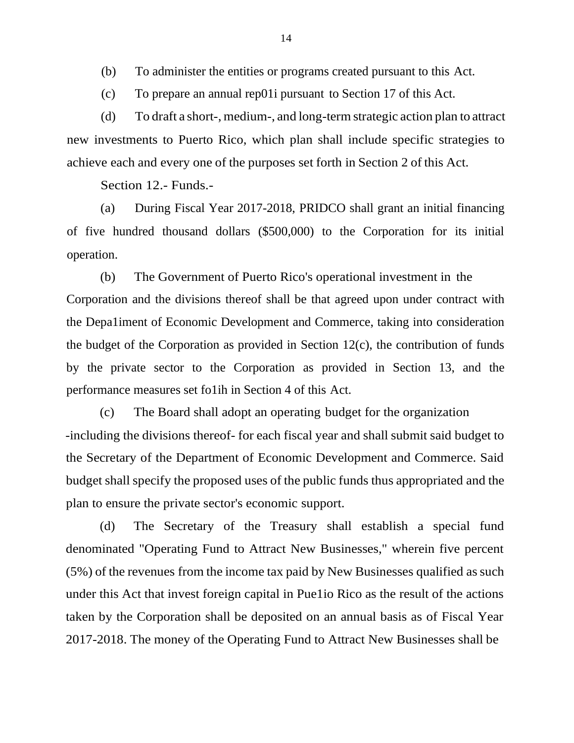(b) To administer the entities or programs created pursuant to this Act.

(c) To prepare an annual rep01i pursuant to Section 17 of this Act.

(d) To draft a short-, medium-, and long-term strategic action plan to attract new investments to Puerto Rico, which plan shall include specific strategies to achieve each and every one of the purposes set forth in Section 2 of this Act.

Section 12.- Funds.-

(a) During Fiscal Year 2017-2018, PRIDCO shall grant an initial financing of five hundred thousand dollars ($500,000) to the Corporation for its initial operation.

(b) The Government of Puerto Rico's operational investment in the Corporation and the divisions thereof shall be that agreed upon under contract with the Depa1iment of Economic Development and Commerce, taking into consideration the budget of the Corporation as provided in Section 12(c), the contribution of funds by the private sector to the Corporation as provided in Section 13, and the performance measures set fo1ih in Section 4 of this Act.

(c) The Board shall adopt an operating budget for the organization -including the divisions thereof- for each fiscal year and shall submit said budget to the Secretary of the Department of Economic Development and Commerce. Said budget shall specify the proposed uses of the public funds thus appropriated and the plan to ensure the private sector's economic support.

(d) The Secretary of the Treasury shall establish a special fund denominated "Operating Fund to Attract New Businesses," wherein five percent (5%) of the revenues from the income tax paid by New Businesses qualified as such under this Act that invest foreign capital in Pue1io Rico as the result of the actions taken by the Corporation shall be deposited on an annual basis as of Fiscal Year 2017-2018. The money of the Operating Fund to Attract New Businesses shall be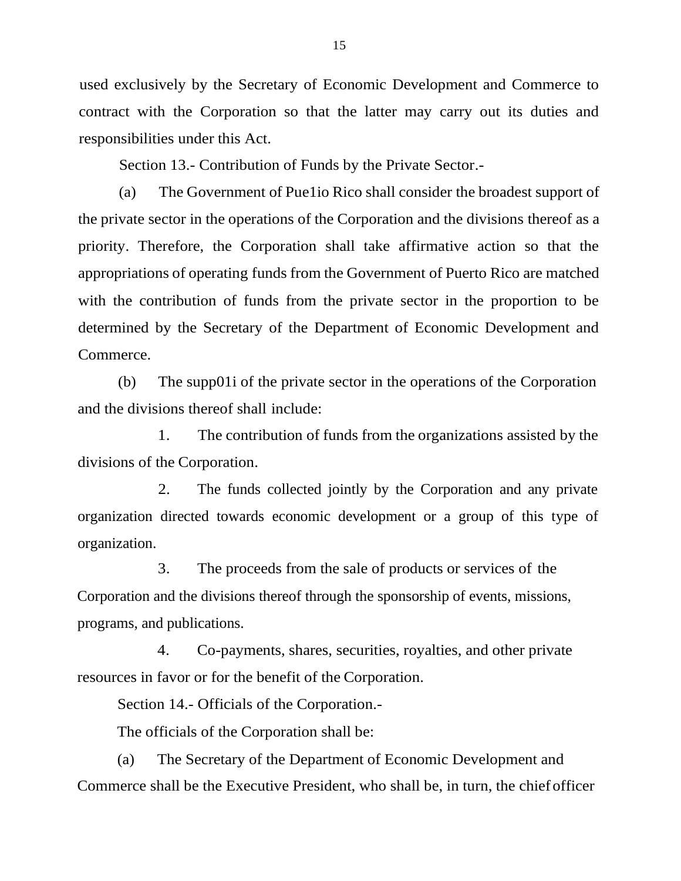used exclusively by the Secretary of Economic Development and Commerce to contract with the Corporation so that the latter may carry out its duties and responsibilities under this Act.

Section 13.- Contribution of Funds by the Private Sector.-

(a) The Government of Pue1io Rico shall consider the broadest support of the private sector in the operations of the Corporation and the divisions thereof as a priority. Therefore, the Corporation shall take affirmative action so that the appropriations of operating funds from the Government of Puerto Rico are matched with the contribution of funds from the private sector in the proportion to be determined by the Secretary of the Department of Economic Development and Commerce.

(b) The supp01i of the private sector in the operations of the Corporation and the divisions thereof shall include:

1. The contribution of funds from the organizations assisted by the divisions of the Corporation.

2. The funds collected jointly by the Corporation and any private organization directed towards economic development or a group of this type of organization.

3. The proceeds from the sale of products or services of the Corporation and the divisions thereof through the sponsorship of events, missions, programs, and publications.

4. Co-payments, shares, securities, royalties, and other private resources in favor or for the benefit of the Corporation.

Section 14.- Officials of the Corporation.-

The officials of the Corporation shall be:

(a) The Secretary of the Department of Economic Development and Commerce shall be the Executive President, who shall be, in turn, the chief officer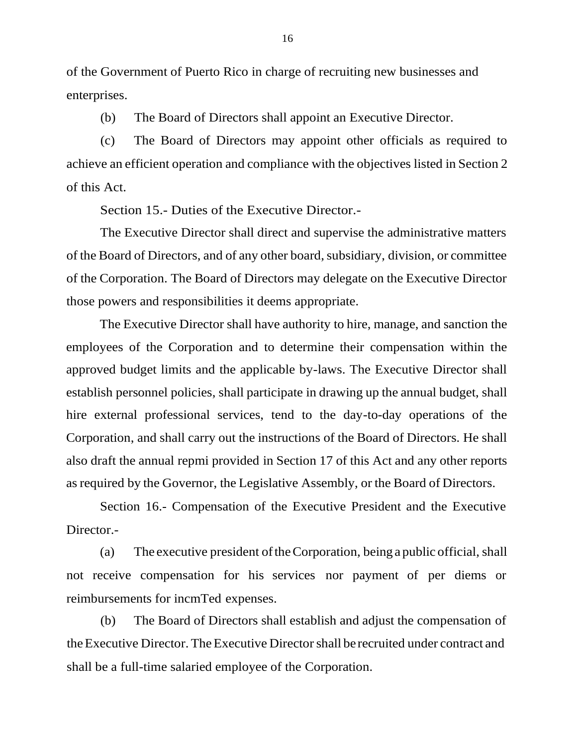of the Government of Puerto Rico in charge of recruiting new businesses and enterprises.

(b) The Board of Directors shall appoint an Executive Director.

(c) The Board of Directors may appoint other officials as required to achieve an efficient operation and compliance with the objectives listed in Section 2 of this Act.

Section 15.- Duties of the Executive Director.-

The Executive Director shall direct and supervise the administrative matters of the Board of Directors, and of any other board, subsidiary, division, or committee of the Corporation. The Board of Directors may delegate on the Executive Director those powers and responsibilities it deems appropriate.

The Executive Director shall have authority to hire, manage, and sanction the employees of the Corporation and to determine their compensation within the approved budget limits and the applicable by-laws. The Executive Director shall establish personnel policies, shall participate in drawing up the annual budget, shall hire external professional services, tend to the day-to-day operations of the Corporation, and shall carry out the instructions of the Board of Directors. He shall also draft the annual repmi provided in Section 17 of this Act and any other reports as required by the Governor, the Legislative Assembly, or the Board of Directors.

Section 16.- Compensation of the Executive President and the Executive Director.-

(a) The executive president of the Corporation, being a public official, shall not receive compensation for his services nor payment of per diems or reimbursements for incmTed expenses.

(b) The Board of Directors shall establish and adjust the compensation of the Executive Director. The Executive Director shall be recruited under contract and shall be a full-time salaried employee of the Corporation.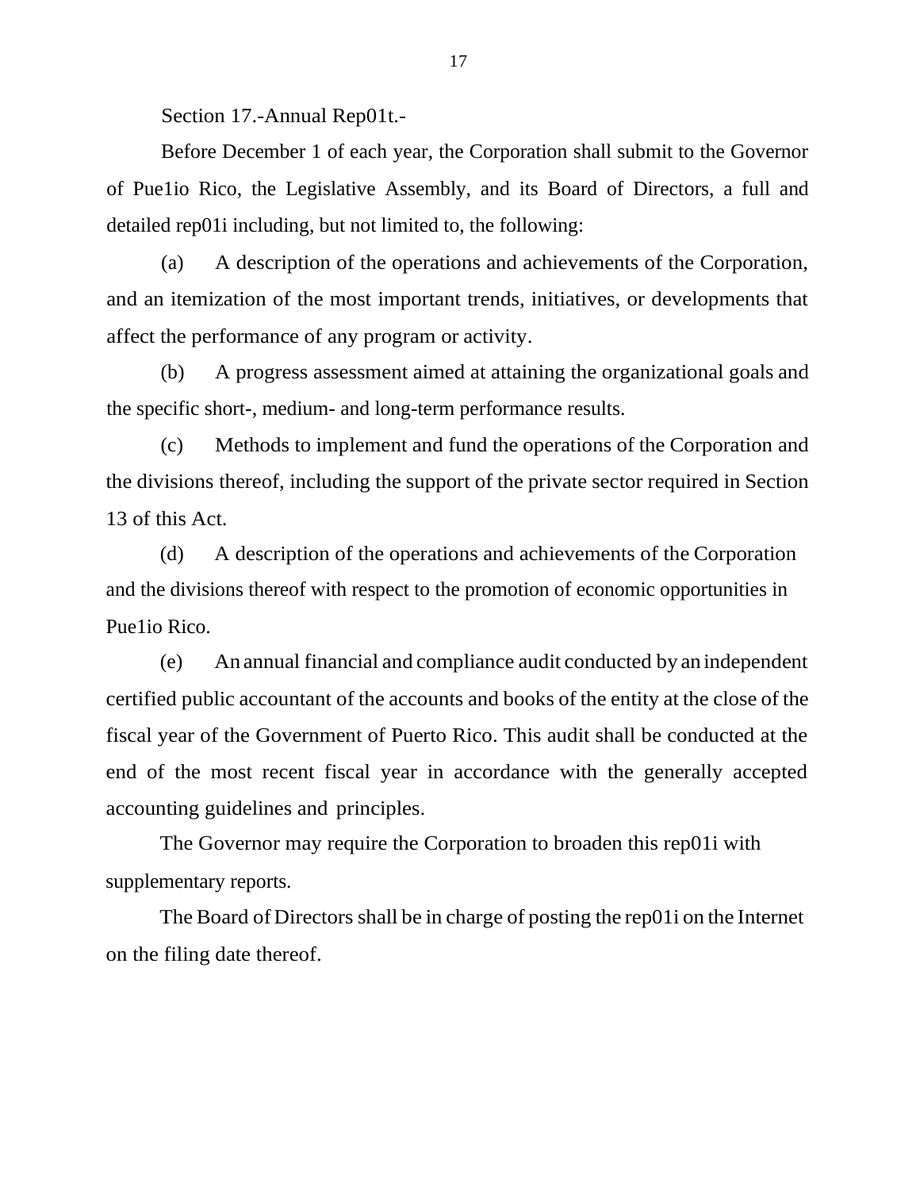Section 17.-Annual Rep01t.-

Before December 1 of each year, the Corporation shall submit to the Governor of Pue1io Rico, the Legislative Assembly, and its Board of Directors, a full and detailed rep01i including, but not limited to, the following:

(a) A description of the operations and achievements of the Corporation, and an itemization of the most important trends, initiatives, or developments that affect the performance of any program or activity.

(b) A progress assessment aimed at attaining the organizational goals and the specific short-, medium- and long-term performance results.

(c) Methods to implement and fund the operations of the Corporation and the divisions thereof, including the support of the private sector required in Section 13 of this Act.

(d) A description of the operations and achievements of the Corporation and the divisions thereof with respect to the promotion of economic opportunities in Pue1io Rico.

(e) An annual financial and compliance audit conducted by an independent certified public accountant of the accounts and books of the entity at the close of the fiscal year of the Government of Puerto Rico. This audit shall be conducted at the end of the most recent fiscal year in accordance with the generally accepted accounting guidelines and principles.

The Governor may require the Corporation to broaden this rep01i with supplementary reports.

The Board of Directors shall be in charge of posting the rep01i on the Internet on the filing date thereof.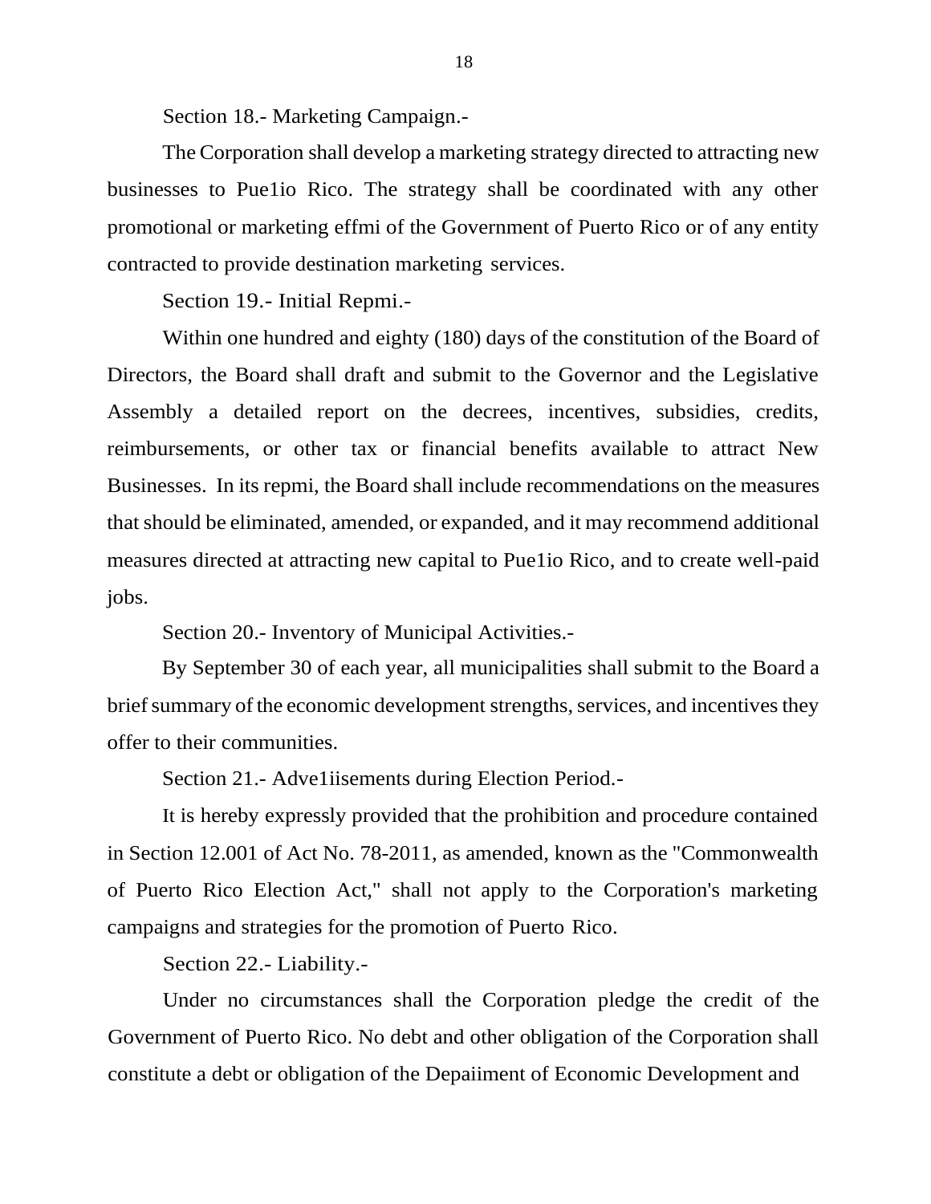Section 18.- Marketing Campaign.-

The Corporation shall develop a marketing strategy directed to attracting new businesses to Pue1io Rico. The strategy shall be coordinated with any other promotional or marketing effmi of the Government of Puerto Rico or of any entity contracted to provide destination marketing services.

Section 19.- Initial Repmi.-

Within one hundred and eighty (180) days of the constitution of the Board of Directors, the Board shall draft and submit to the Governor and the Legislative Assembly a detailed report on the decrees, incentives, subsidies, credits, reimbursements, or other tax or financial benefits available to attract New Businesses. In its repmi, the Board shall include recommendations on the measures that should be eliminated, amended, or expanded, and it may recommend additional measures directed at attracting new capital to Pue1io Rico, and to create well-paid jobs.

Section 20.- Inventory of Municipal Activities.-

By September 30 of each year, all municipalities shall submit to the Board a brief summary of the economic development strengths, services, and incentives they offer to their communities.

Section 21.- Adve1iisements during Election Period.-

It is hereby expressly provided that the prohibition and procedure contained in Section 12.001 of Act No. 78-2011, as amended, known as the "Commonwealth of Puerto Rico Election Act," shall not apply to the Corporation's marketing campaigns and strategies for the promotion of Puerto Rico.

Section 22.- Liability.-

Under no circumstances shall the Corporation pledge the credit of the Government of Puerto Rico. No debt and other obligation of the Corporation shall constitute a debt or obligation of the Depaiiment of Economic Development and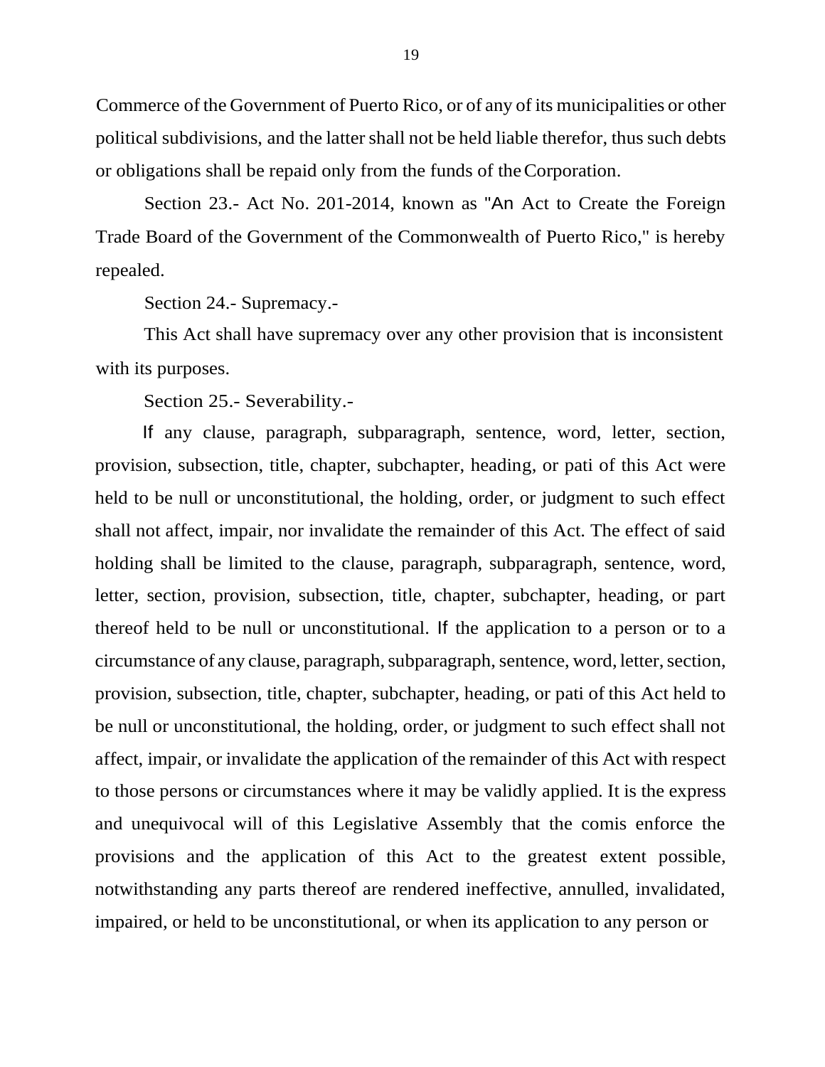Commerce of the Government of Puerto Rico, or of any of its municipalities or other political subdivisions, and the latter shall not be held liable therefor, thus such debts or obligations shall be repaid only from the funds of the Corporation.

Section 23.- Act No. 201-2014, known as "An Act to Create the Foreign Trade Board of the Government of the Commonwealth of Puerto Rico," is hereby repealed.

Section 24.- Supremacy.-

This Act shall have supremacy over any other provision that is inconsistent with its purposes.

Section 25.- Severability.-

If any clause, paragraph, subparagraph, sentence, word, letter, section, provision, subsection, title, chapter, subchapter, heading, or pati of this Act were held to be null or unconstitutional, the holding, order, or judgment to such effect shall not affect, impair, nor invalidate the remainder of this Act. The effect of said holding shall be limited to the clause, paragraph, subparagraph, sentence, word, letter, section, provision, subsection, title, chapter, subchapter, heading, or part thereof held to be null or unconstitutional. If the application to a person or to a circumstance of any clause, paragraph, subparagraph, sentence, word, letter, section, provision, subsection, title, chapter, subchapter, heading, or pati of this Act held to be null or unconstitutional, the holding, order, or judgment to such effect shall not affect, impair, or invalidate the application of the remainder of this Act with respect to those persons or circumstances where it may be validly applied. It is the express and unequivocal will of this Legislative Assembly that the comis enforce the provisions and the application of this Act to the greatest extent possible, notwithstanding any parts thereof are rendered ineffective, annulled, invalidated, impaired, or held to be unconstitutional, or when its application to any person or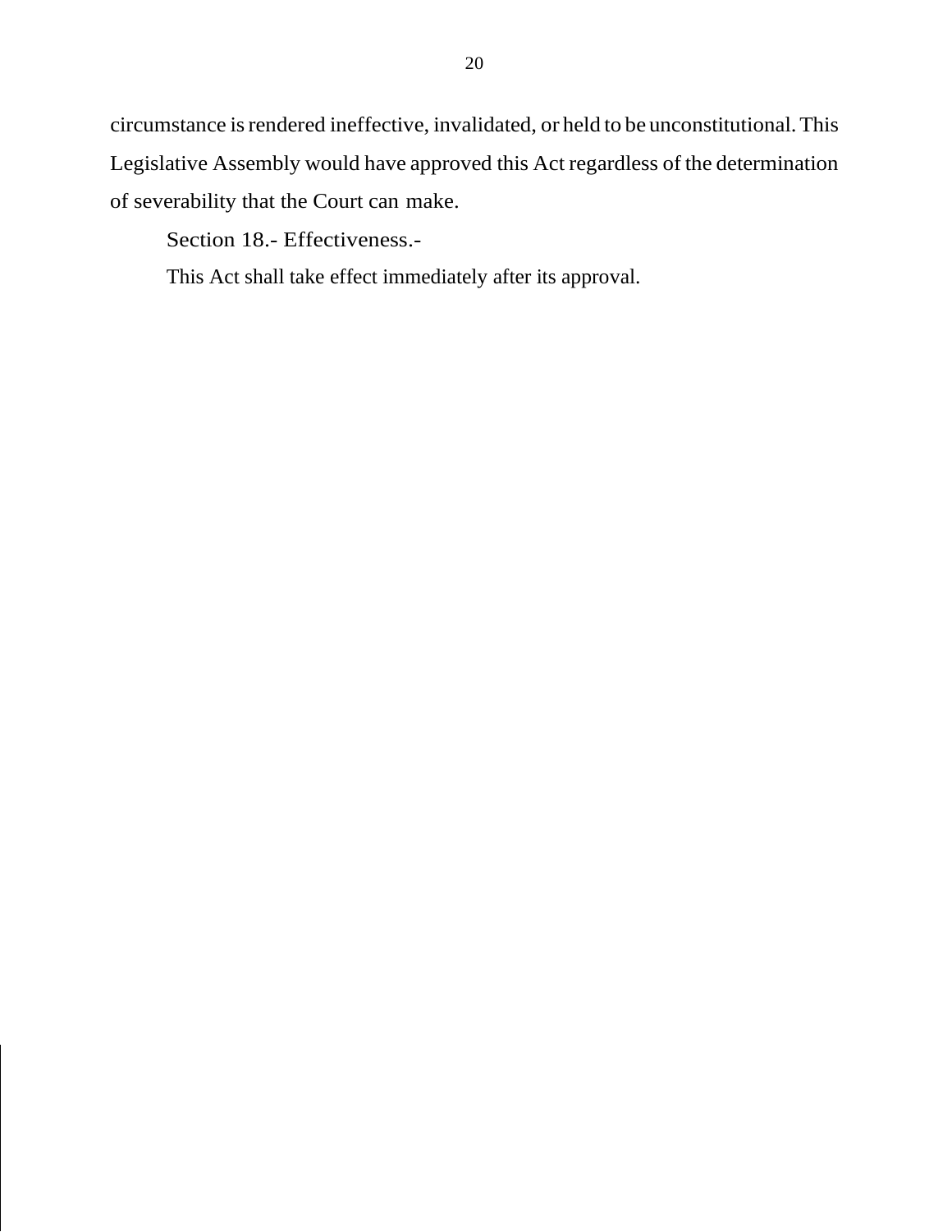circumstance is rendered ineffective, invalidated, or held to be unconstitutional. This Legislative Assembly would have approved this Act regardless of the determination of severability that the Court can make.

Section 18.- Effectiveness.-

This Act shall take effect immediately after its approval.